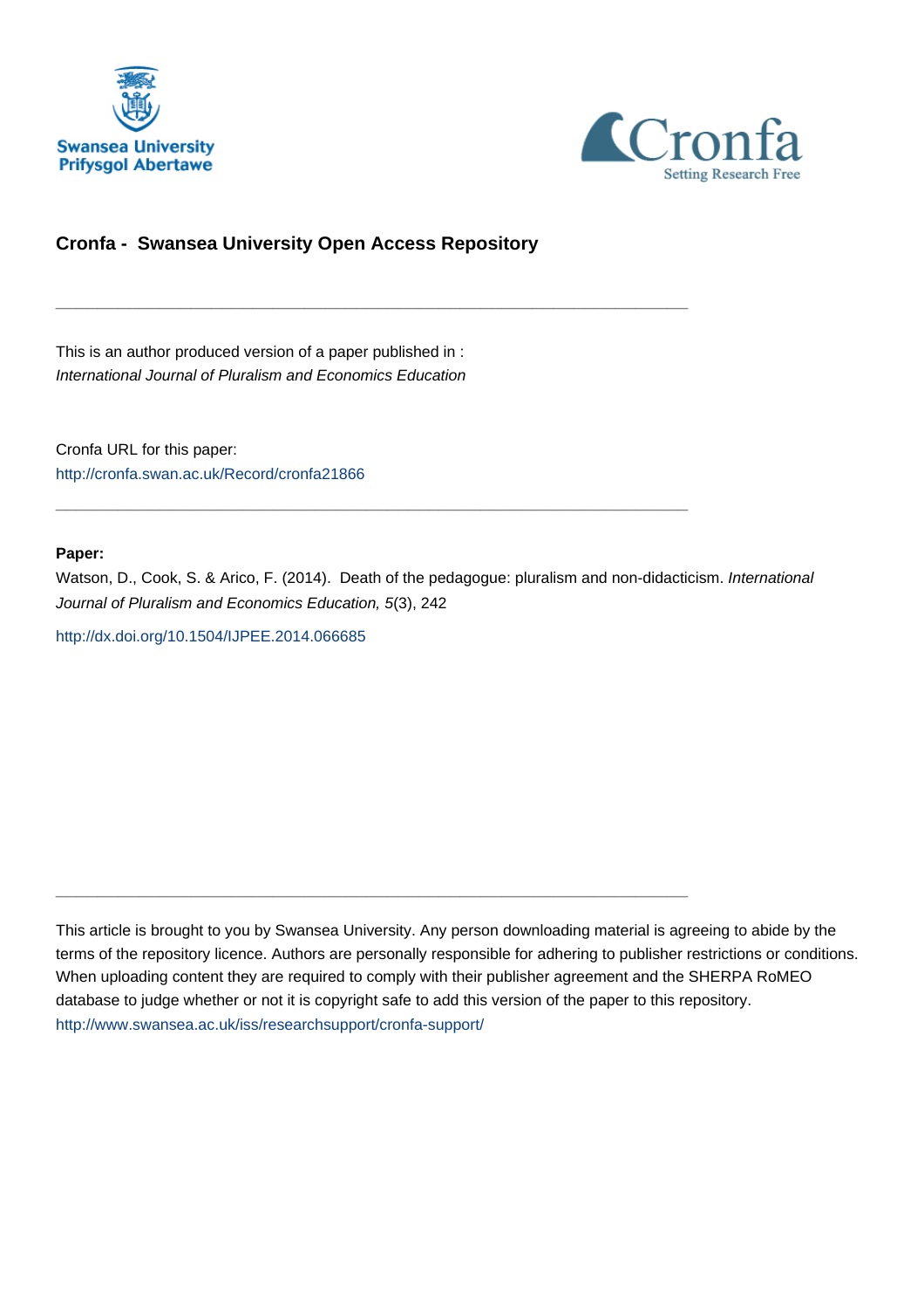Swansea University
Prifysgol Abertawe

Cronfa
Setting Research Free

## Cronfa - Swansea University Open Access Repository

---

This is an author produced version of a paper published in :
*International Journal of Pluralism and Economics Education*

Cronfa URL for this paper:
http://cronfa.swan.ac.uk/Record/cronfa21866

---

**Paper:**

Watson, D., Cook, S. & Arico, F. (2014). Death of the pedagogue: pluralism and non-didacticism. *International Journal of Pluralism and Economics Education, 5*(3), 242

http://dx.doi.org/10.1504/IJPEE.2014.066685

---

This article is brought to you by Swansea University. Any person downloading material is agreeing to abide by the terms of the repository licence. Authors are personally responsible for adhering to publisher restrictions or conditions. When uploading content they are required to comply with their publisher agreement and the SHERPA RoMEO database to judge whether or not it is copyright safe to add this version of the paper to this repository.
http://www.swansea.ac.uk/iss/researchsupport/cronfa-support/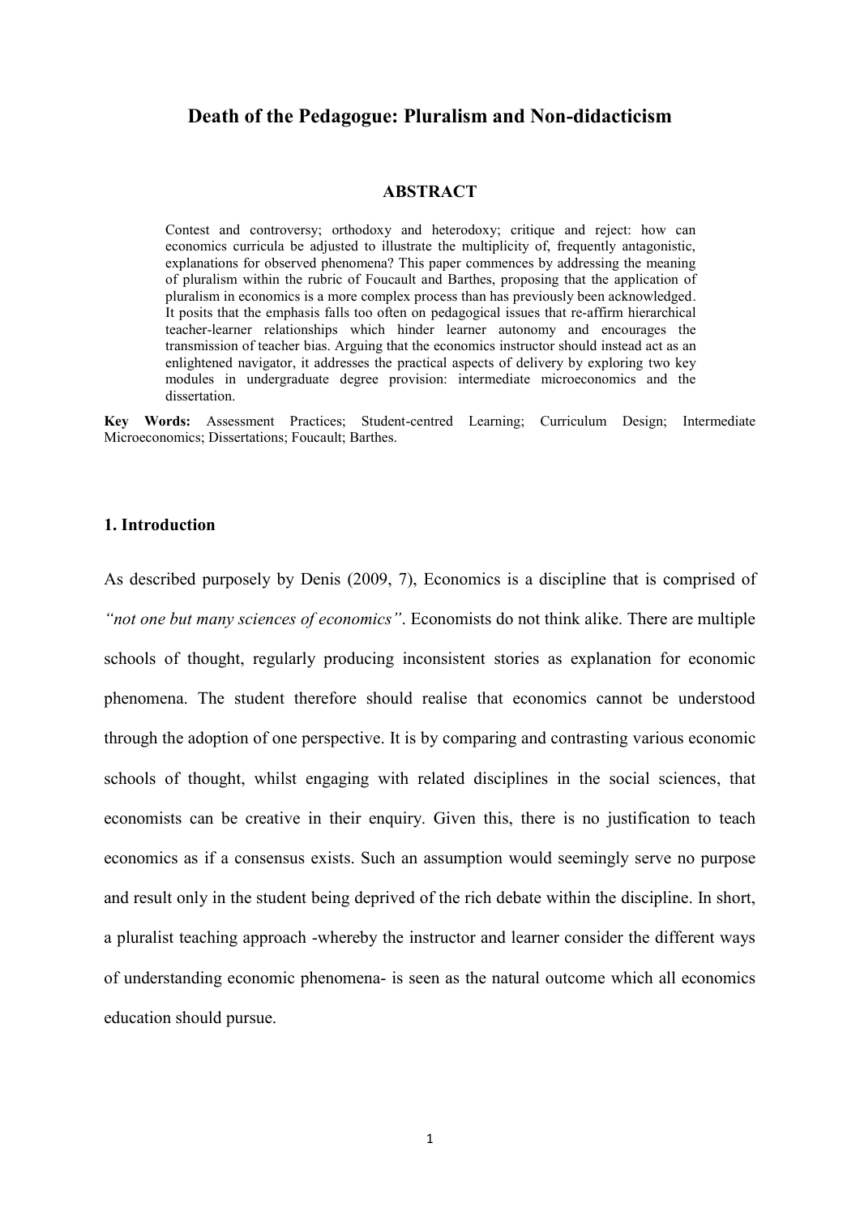# Death of the Pedagogue: Pluralism and Non-didacticism

## ABSTRACT

Contest and controversy; orthodoxy and heterodoxy; critique and reject: how can economics curricula be adjusted to illustrate the multiplicity of, frequently antagonistic, explanations for observed phenomena? This paper commences by addressing the meaning of pluralism within the rubric of Foucault and Barthes, proposing that the application of pluralism in economics is a more complex process than has previously been acknowledged. It posits that the emphasis falls too often on pedagogical issues that re-affirm hierarchical teacher-learner relationships which hinder learner autonomy and encourages the transmission of teacher bias. Arguing that the economics instructor should instead act as an enlightened navigator, it addresses the practical aspects of delivery by exploring two key modules in undergraduate degree provision: intermediate microeconomics and the dissertation.

**Key Words:** Assessment Practices; Student-centred Learning; Curriculum Design; Intermediate Microeconomics; Dissertations; Foucault; Barthes.

## 1. Introduction

As described purposely by Denis (2009, 7), Economics is a discipline that is comprised of *"not one but many sciences of economics"*. Economists do not think alike. There are multiple schools of thought, regularly producing inconsistent stories as explanation for economic phenomena. The student therefore should realise that economics cannot be understood through the adoption of one perspective. It is by comparing and contrasting various economic schools of thought, whilst engaging with related disciplines in the social sciences, that economists can be creative in their enquiry. Given this, there is no justification to teach economics as if a consensus exists. Such an assumption would seemingly serve no purpose and result only in the student being deprived of the rich debate within the discipline. In short, a pluralist teaching approach -whereby the instructor and learner consider the different ways of understanding economic phenomena- is seen as the natural outcome which all economics education should pursue.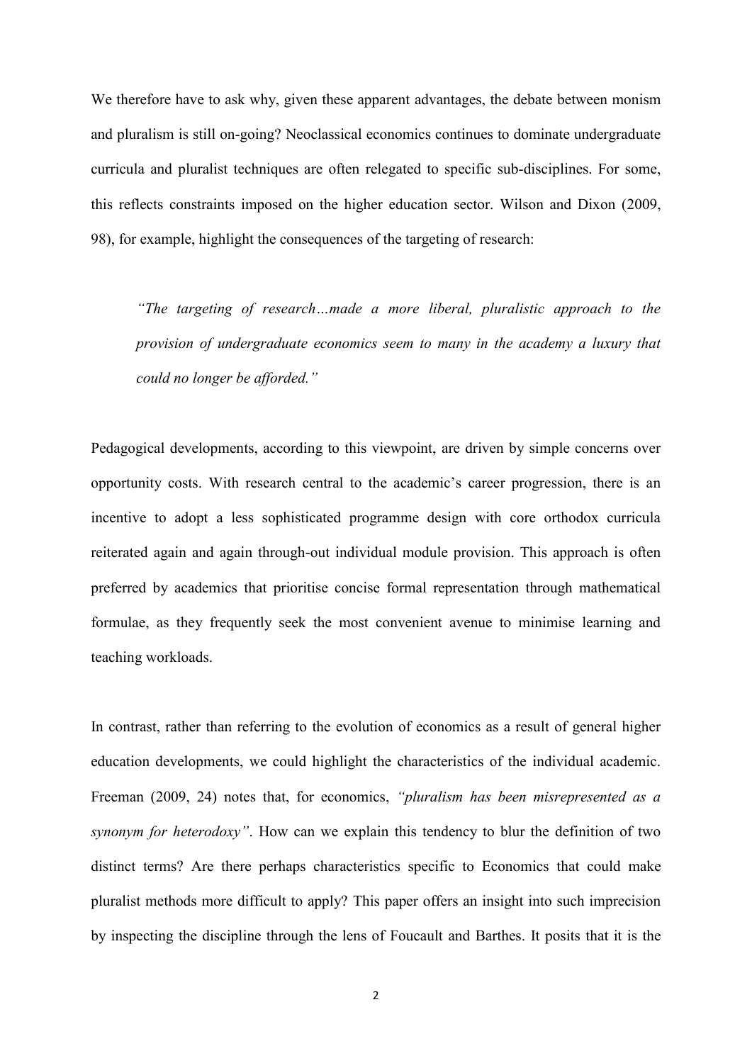We therefore have to ask why, given these apparent advantages, the debate between monism and pluralism is still on-going? Neoclassical economics continues to dominate undergraduate curricula and pluralist techniques are often relegated to specific sub-disciplines. For some, this reflects constraints imposed on the higher education sector. Wilson and Dixon (2009, 98), for example, highlight the consequences of the targeting of research:

> *"The targeting of research…made a more liberal, pluralistic approach to the provision of undergraduate economics seem to many in the academy a luxury that could no longer be afforded."*

Pedagogical developments, according to this viewpoint, are driven by simple concerns over opportunity costs. With research central to the academic's career progression, there is an incentive to adopt a less sophisticated programme design with core orthodox curricula reiterated again and again through-out individual module provision. This approach is often preferred by academics that prioritise concise formal representation through mathematical formulae, as they frequently seek the most convenient avenue to minimise learning and teaching workloads.

In contrast, rather than referring to the evolution of economics as a result of general higher education developments, we could highlight the characteristics of the individual academic. Freeman (2009, 24) notes that, for economics, *"pluralism has been misrepresented as a synonym for heterodoxy"*. How can we explain this tendency to blur the definition of two distinct terms? Are there perhaps characteristics specific to Economics that could make pluralist methods more difficult to apply? This paper offers an insight into such imprecision by inspecting the discipline through the lens of Foucault and Barthes. It posits that it is the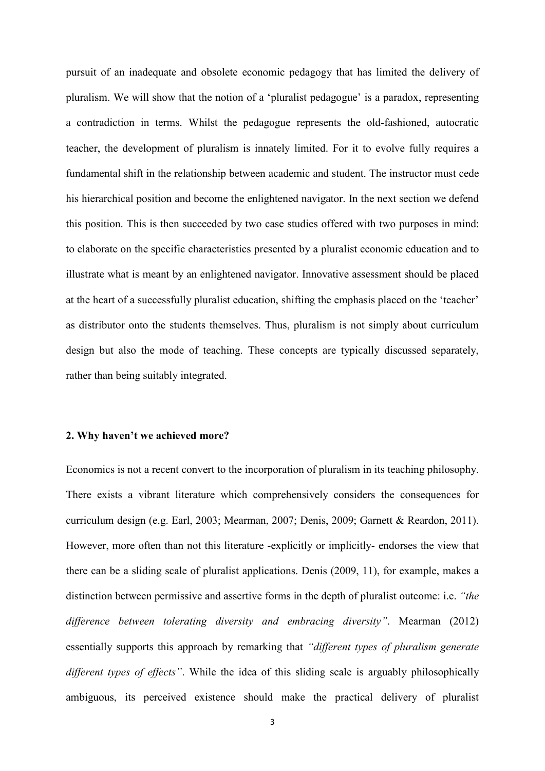pursuit of an inadequate and obsolete economic pedagogy that has limited the delivery of pluralism. We will show that the notion of a 'pluralist pedagogue' is a paradox, representing a contradiction in terms. Whilst the pedagogue represents the old-fashioned, autocratic teacher, the development of pluralism is innately limited. For it to evolve fully requires a fundamental shift in the relationship between academic and student. The instructor must cede his hierarchical position and become the enlightened navigator. In the next section we defend this position. This is then succeeded by two case studies offered with two purposes in mind: to elaborate on the specific characteristics presented by a pluralist economic education and to illustrate what is meant by an enlightened navigator. Innovative assessment should be placed at the heart of a successfully pluralist education, shifting the emphasis placed on the 'teacher' as distributor onto the students themselves. Thus, pluralism is not simply about curriculum design but also the mode of teaching. These concepts are typically discussed separately, rather than being suitably integrated.

## 2. Why haven't we achieved more?

Economics is not a recent convert to the incorporation of pluralism in its teaching philosophy. There exists a vibrant literature which comprehensively considers the consequences for curriculum design (e.g. Earl, 2003; Mearman, 2007; Denis, 2009; Garnett & Reardon, 2011). However, more often than not this literature -explicitly or implicitly- endorses the view that there can be a sliding scale of pluralist applications. Denis (2009, 11), for example, makes a distinction between permissive and assertive forms in the depth of pluralist outcome: i.e. *"the difference between tolerating diversity and embracing diversity"*. Mearman (2012) essentially supports this approach by remarking that *"different types of pluralism generate different types of effects"*. While the idea of this sliding scale is arguably philosophically ambiguous, its perceived existence should make the practical delivery of pluralist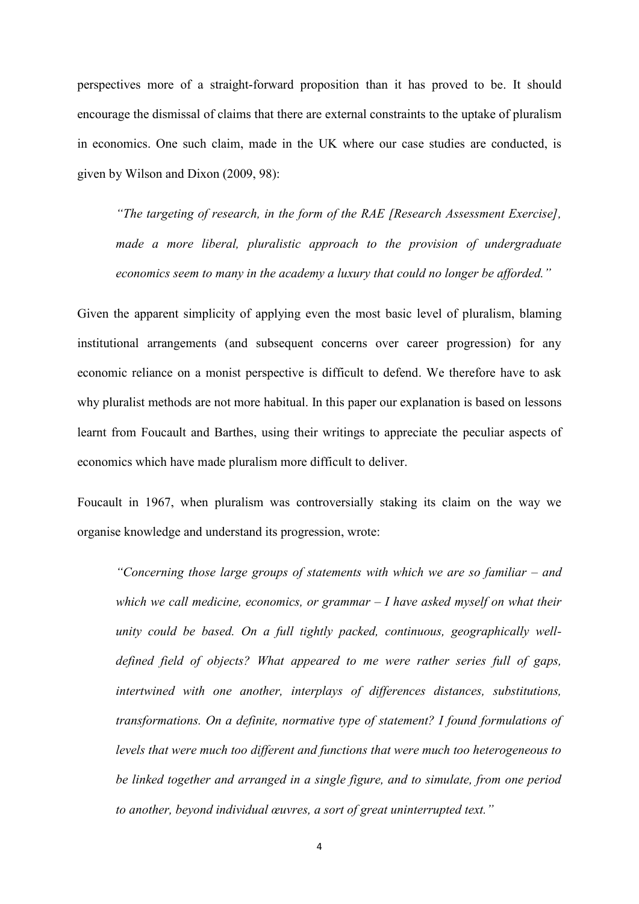perspectives more of a straight-forward proposition than it has proved to be. It should encourage the dismissal of claims that there are external constraints to the uptake of pluralism in economics. One such claim, made in the UK where our case studies are conducted, is given by Wilson and Dixon (2009, 98):

> *"The targeting of research, in the form of the RAE [Research Assessment Exercise], made a more liberal, pluralistic approach to the provision of undergraduate economics seem to many in the academy a luxury that could no longer be afforded."*

Given the apparent simplicity of applying even the most basic level of pluralism, blaming institutional arrangements (and subsequent concerns over career progression) for any economic reliance on a monist perspective is difficult to defend. We therefore have to ask why pluralist methods are not more habitual. In this paper our explanation is based on lessons learnt from Foucault and Barthes, using their writings to appreciate the peculiar aspects of economics which have made pluralism more difficult to deliver.

Foucault in 1967, when pluralism was controversially staking its claim on the way we organise knowledge and understand its progression, wrote:

> *"Concerning those large groups of statements with which we are so familiar – and which we call medicine, economics, or grammar – I have asked myself on what their unity could be based. On a full tightly packed, continuous, geographically well-defined field of objects? What appeared to me were rather series full of gaps, intertwined with one another, interplays of differences distances, substitutions, transformations. On a definite, normative type of statement? I found formulations of levels that were much too different and functions that were much too heterogeneous to be linked together and arranged in a single figure, and to simulate, from one period to another, beyond individual œuvres, a sort of great uninterrupted text."*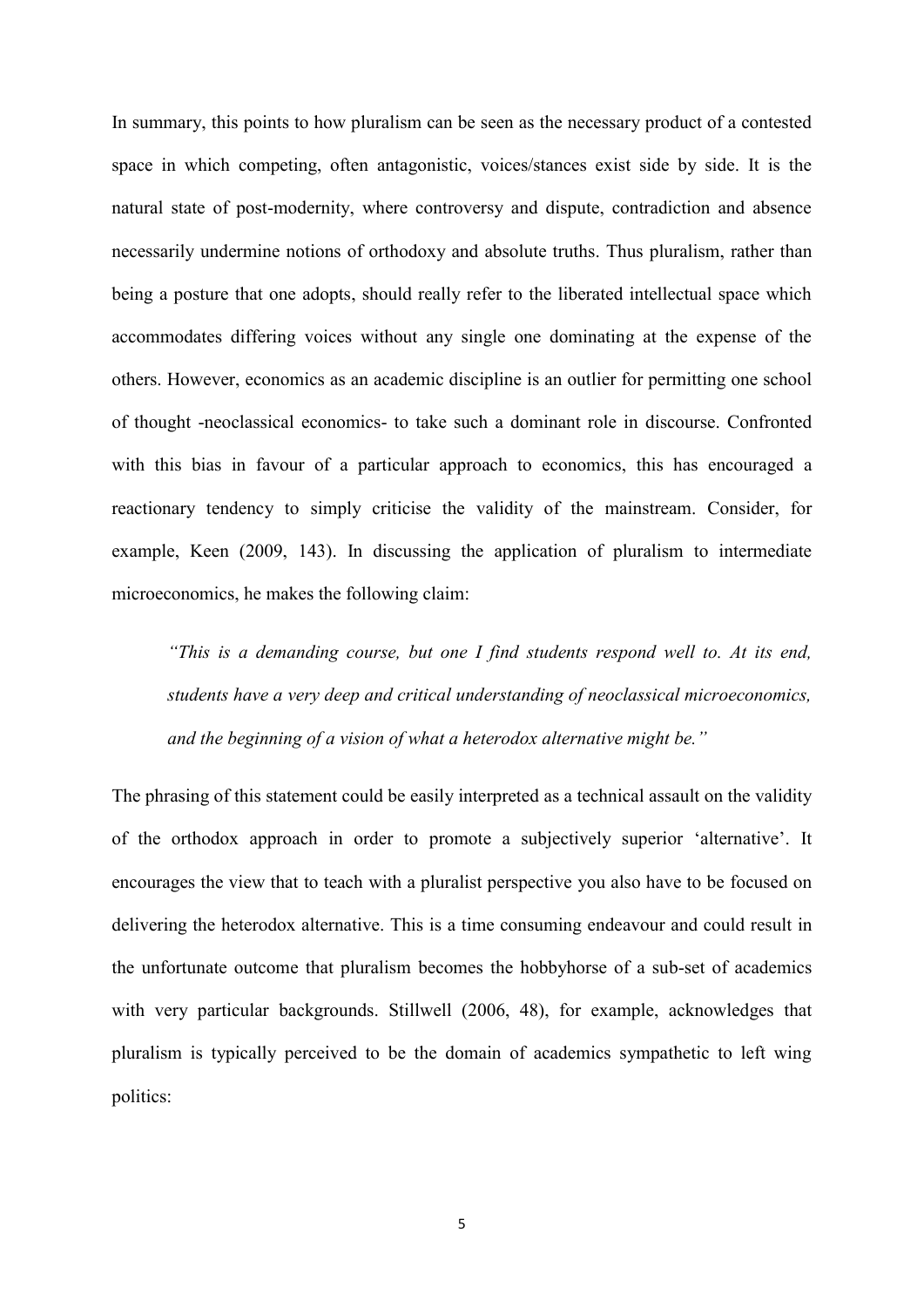In summary, this points to how pluralism can be seen as the necessary product of a contested space in which competing, often antagonistic, voices/stances exist side by side. It is the natural state of post-modernity, where controversy and dispute, contradiction and absence necessarily undermine notions of orthodoxy and absolute truths. Thus pluralism, rather than being a posture that one adopts, should really refer to the liberated intellectual space which accommodates differing voices without any single one dominating at the expense of the others. However, economics as an academic discipline is an outlier for permitting one school of thought -neoclassical economics- to take such a dominant role in discourse. Confronted with this bias in favour of a particular approach to economics, this has encouraged a reactionary tendency to simply criticise the validity of the mainstream. Consider, for example, Keen (2009, 143). In discussing the application of pluralism to intermediate microeconomics, he makes the following claim:

> *"This is a demanding course, but one I find students respond well to. At its end, students have a very deep and critical understanding of neoclassical microeconomics, and the beginning of a vision of what a heterodox alternative might be."*

The phrasing of this statement could be easily interpreted as a technical assault on the validity of the orthodox approach in order to promote a subjectively superior 'alternative'. It encourages the view that to teach with a pluralist perspective you also have to be focused on delivering the heterodox alternative. This is a time consuming endeavour and could result in the unfortunate outcome that pluralism becomes the hobbyhorse of a sub-set of academics with very particular backgrounds. Stillwell (2006, 48), for example, acknowledges that pluralism is typically perceived to be the domain of academics sympathetic to left wing politics: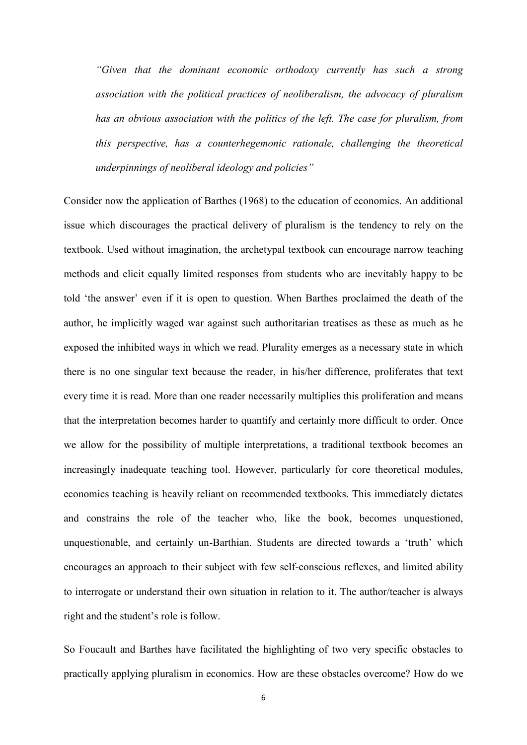> *"Given that the dominant economic orthodoxy currently has such a strong association with the political practices of neoliberalism, the advocacy of pluralism has an obvious association with the politics of the left. The case for pluralism, from this perspective, has a counterhegemonic rationale, challenging the theoretical underpinnings of neoliberal ideology and policies"*

Consider now the application of Barthes (1968) to the education of economics. An additional issue which discourages the practical delivery of pluralism is the tendency to rely on the textbook. Used without imagination, the archetypal textbook can encourage narrow teaching methods and elicit equally limited responses from students who are inevitably happy to be told 'the answer' even if it is open to question. When Barthes proclaimed the death of the author, he implicitly waged war against such authoritarian treatises as these as much as he exposed the inhibited ways in which we read. Plurality emerges as a necessary state in which there is no one singular text because the reader, in his/her difference, proliferates that text every time it is read. More than one reader necessarily multiplies this proliferation and means that the interpretation becomes harder to quantify and certainly more difficult to order. Once we allow for the possibility of multiple interpretations, a traditional textbook becomes an increasingly inadequate teaching tool. However, particularly for core theoretical modules, economics teaching is heavily reliant on recommended textbooks. This immediately dictates and constrains the role of the teacher who, like the book, becomes unquestioned, unquestionable, and certainly un-Barthian. Students are directed towards a 'truth' which encourages an approach to their subject with few self-conscious reflexes, and limited ability to interrogate or understand their own situation in relation to it. The author/teacher is always right and the student's role is follow.

So Foucault and Barthes have facilitated the highlighting of two very specific obstacles to practically applying pluralism in economics. How are these obstacles overcome? How do we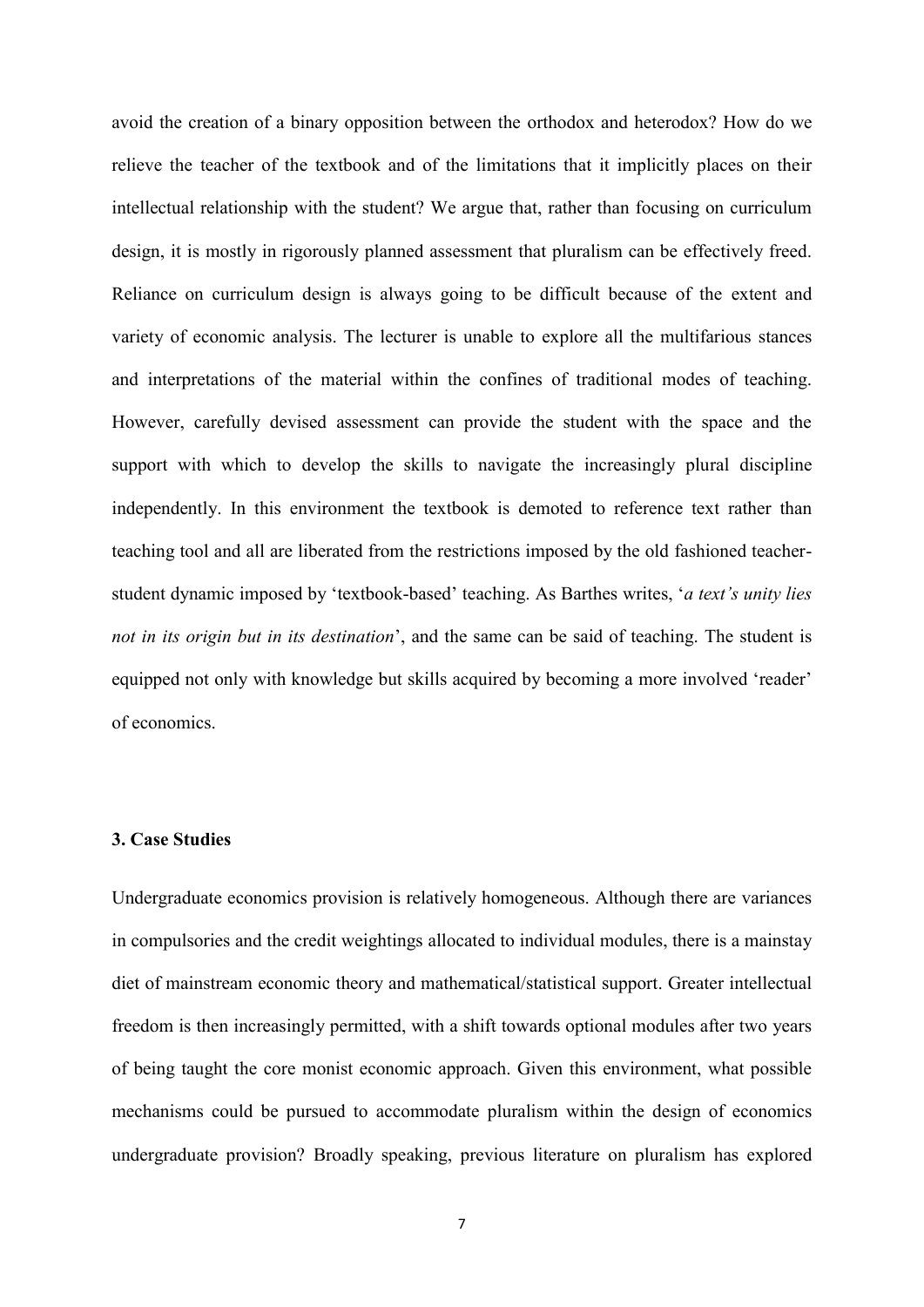avoid the creation of a binary opposition between the orthodox and heterodox? How do we relieve the teacher of the textbook and of the limitations that it implicitly places on their intellectual relationship with the student? We argue that, rather than focusing on curriculum design, it is mostly in rigorously planned assessment that pluralism can be effectively freed. Reliance on curriculum design is always going to be difficult because of the extent and variety of economic analysis. The lecturer is unable to explore all the multifarious stances and interpretations of the material within the confines of traditional modes of teaching. However, carefully devised assessment can provide the student with the space and the support with which to develop the skills to navigate the increasingly plural discipline independently. In this environment the textbook is demoted to reference text rather than teaching tool and all are liberated from the restrictions imposed by the old fashioned teacher-student dynamic imposed by 'textbook-based' teaching. As Barthes writes, '*a text's unity lies not in its origin but in its destination*', and the same can be said of teaching. The student is equipped not only with knowledge but skills acquired by becoming a more involved 'reader' of economics.

### 3. Case Studies

Undergraduate economics provision is relatively homogeneous. Although there are variances in compulsories and the credit weightings allocated to individual modules, there is a mainstay diet of mainstream economic theory and mathematical/statistical support. Greater intellectual freedom is then increasingly permitted, with a shift towards optional modules after two years of being taught the core monist economic approach. Given this environment, what possible mechanisms could be pursued to accommodate pluralism within the design of economics undergraduate provision? Broadly speaking, previous literature on pluralism has explored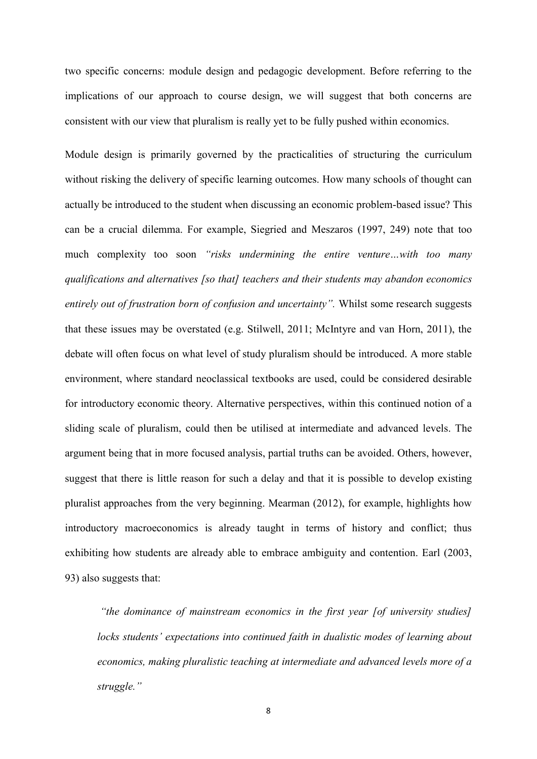two specific concerns: module design and pedagogic development. Before referring to the implications of our approach to course design, we will suggest that both concerns are consistent with our view that pluralism is really yet to be fully pushed within economics.

Module design is primarily governed by the practicalities of structuring the curriculum without risking the delivery of specific learning outcomes. How many schools of thought can actually be introduced to the student when discussing an economic problem-based issue? This can be a crucial dilemma. For example, Siegried and Meszaros (1997, 249) note that too much complexity too soon *"risks undermining the entire venture…with too many qualifications and alternatives [so that] teachers and their students may abandon economics entirely out of frustration born of confusion and uncertainty".* Whilst some research suggests that these issues may be overstated (e.g. Stilwell, 2011; McIntyre and van Horn, 2011), the debate will often focus on what level of study pluralism should be introduced. A more stable environment, where standard neoclassical textbooks are used, could be considered desirable for introductory economic theory. Alternative perspectives, within this continued notion of a sliding scale of pluralism, could then be utilised at intermediate and advanced levels. The argument being that in more focused analysis, partial truths can be avoided. Others, however, suggest that there is little reason for such a delay and that it is possible to develop existing pluralist approaches from the very beginning. Mearman (2012), for example, highlights how introductory macroeconomics is already taught in terms of history and conflict; thus exhibiting how students are already able to embrace ambiguity and contention. Earl (2003, 93) also suggests that:

> *"the dominance of mainstream economics in the first year [of university studies] locks students' expectations into continued faith in dualistic modes of learning about economics, making pluralistic teaching at intermediate and advanced levels more of a struggle."*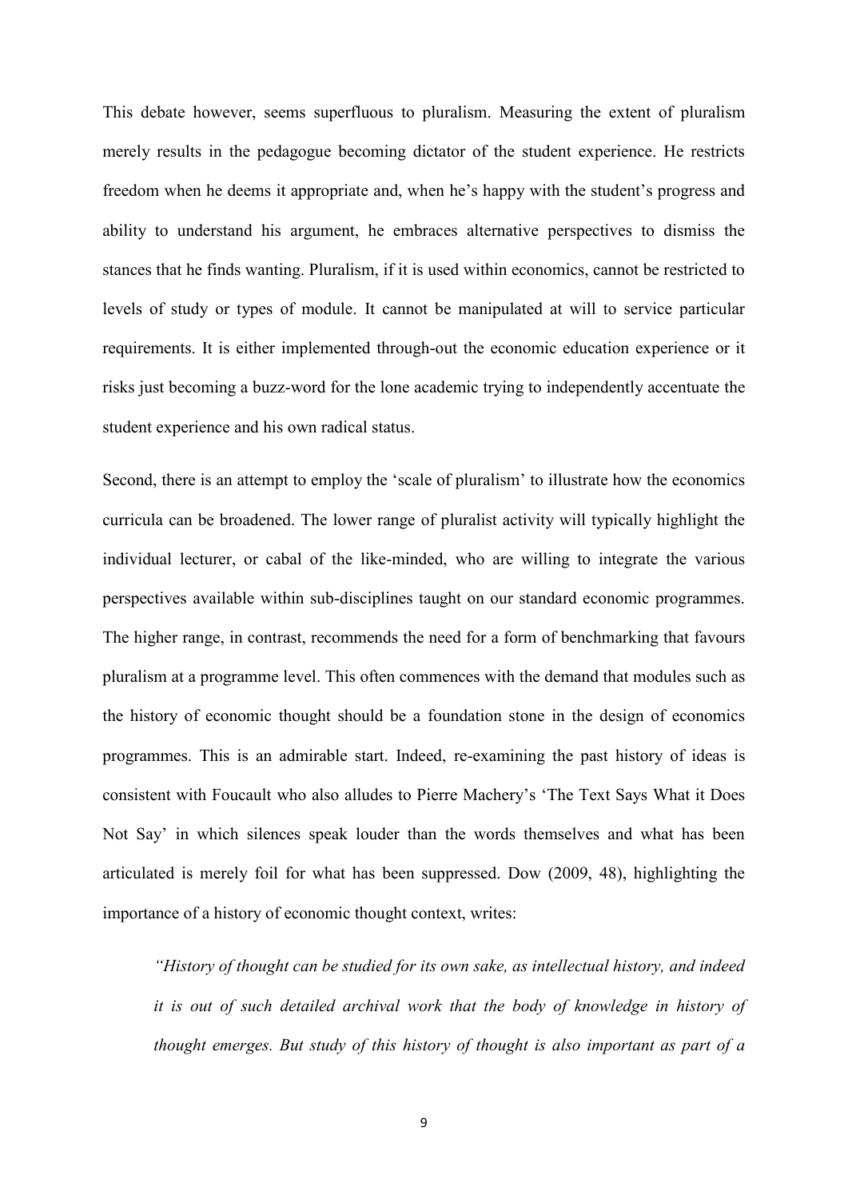This debate however, seems superfluous to pluralism. Measuring the extent of pluralism merely results in the pedagogue becoming dictator of the student experience. He restricts freedom when he deems it appropriate and, when he's happy with the student's progress and ability to understand his argument, he embraces alternative perspectives to dismiss the stances that he finds wanting. Pluralism, if it is used within economics, cannot be restricted to levels of study or types of module. It cannot be manipulated at will to service particular requirements. It is either implemented through-out the economic education experience or it risks just becoming a buzz-word for the lone academic trying to independently accentuate the student experience and his own radical status.

Second, there is an attempt to employ the 'scale of pluralism' to illustrate how the economics curricula can be broadened. The lower range of pluralist activity will typically highlight the individual lecturer, or cabal of the like-minded, who are willing to integrate the various perspectives available within sub-disciplines taught on our standard economic programmes. The higher range, in contrast, recommends the need for a form of benchmarking that favours pluralism at a programme level. This often commences with the demand that modules such as the history of economic thought should be a foundation stone in the design of economics programmes. This is an admirable start. Indeed, re-examining the past history of ideas is consistent with Foucault who also alludes to Pierre Machery's 'The Text Says What it Does Not Say' in which silences speak louder than the words themselves and what has been articulated is merely foil for what has been suppressed. Dow (2009, 48), highlighting the importance of a history of economic thought context, writes:

> *"History of thought can be studied for its own sake, as intellectual history, and indeed it is out of such detailed archival work that the body of knowledge in history of thought emerges. But study of this history of thought is also important as part of a*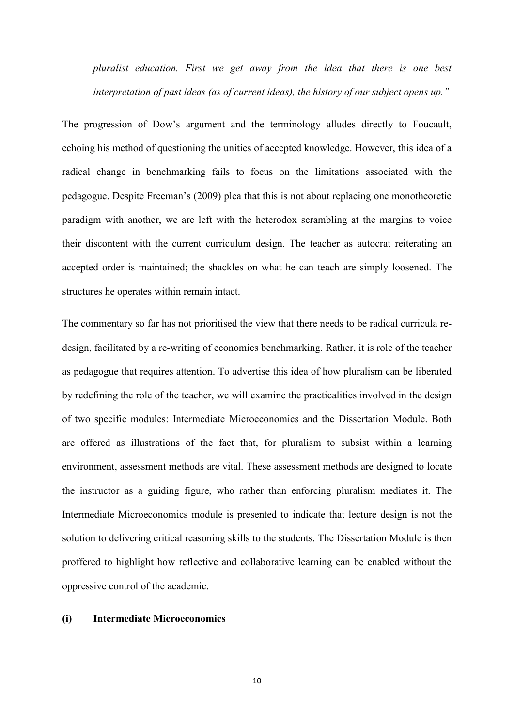*pluralist education. First we get away from the idea that there is one best interpretation of past ideas (as of current ideas), the history of our subject opens up."*

The progression of Dow's argument and the terminology alludes directly to Foucault, echoing his method of questioning the unities of accepted knowledge. However, this idea of a radical change in benchmarking fails to focus on the limitations associated with the pedagogue. Despite Freeman's (2009) plea that this is not about replacing one monotheoretic paradigm with another, we are left with the heterodox scrambling at the margins to voice their discontent with the current curriculum design. The teacher as autocrat reiterating an accepted order is maintained; the shackles on what he can teach are simply loosened. The structures he operates within remain intact.

The commentary so far has not prioritised the view that there needs to be radical curricula re-design, facilitated by a re-writing of economics benchmarking. Rather, it is role of the teacher as pedagogue that requires attention. To advertise this idea of how pluralism can be liberated by redefining the role of the teacher, we will examine the practicalities involved in the design of two specific modules: Intermediate Microeconomics and the Dissertation Module. Both are offered as illustrations of the fact that, for pluralism to subsist within a learning environment, assessment methods are vital. These assessment methods are designed to locate the instructor as a guiding figure, who rather than enforcing pluralism mediates it. The Intermediate Microeconomics module is presented to indicate that lecture design is not the solution to delivering critical reasoning skills to the students. The Dissertation Module is then proffered to highlight how reflective and collaborative learning can be enabled without the oppressive control of the academic.

**(i) Intermediate Microeconomics**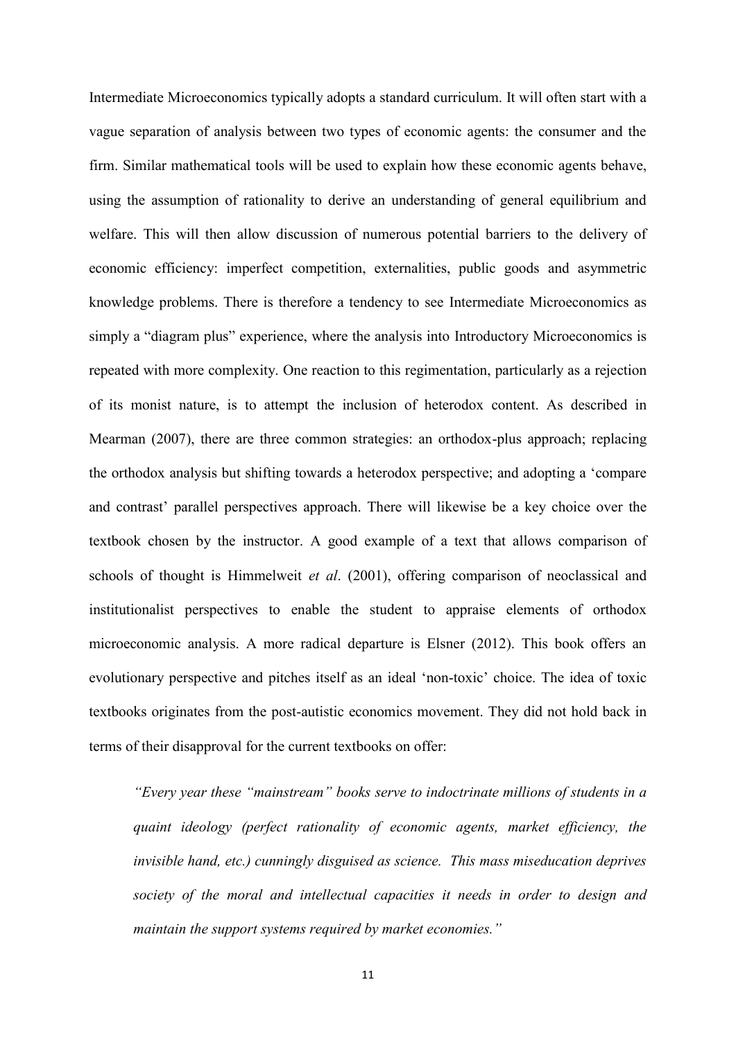Intermediate Microeconomics typically adopts a standard curriculum. It will often start with a vague separation of analysis between two types of economic agents: the consumer and the firm. Similar mathematical tools will be used to explain how these economic agents behave, using the assumption of rationality to derive an understanding of general equilibrium and welfare. This will then allow discussion of numerous potential barriers to the delivery of economic efficiency: imperfect competition, externalities, public goods and asymmetric knowledge problems. There is therefore a tendency to see Intermediate Microeconomics as simply a "diagram plus" experience, where the analysis into Introductory Microeconomics is repeated with more complexity. One reaction to this regimentation, particularly as a rejection of its monist nature, is to attempt the inclusion of heterodox content. As described in Mearman (2007), there are three common strategies: an orthodox-plus approach; replacing the orthodox analysis but shifting towards a heterodox perspective; and adopting a 'compare and contrast' parallel perspectives approach. There will likewise be a key choice over the textbook chosen by the instructor. A good example of a text that allows comparison of schools of thought is Himmelweit *et al*. (2001), offering comparison of neoclassical and institutionalist perspectives to enable the student to appraise elements of orthodox microeconomic analysis. A more radical departure is Elsner (2012). This book offers an evolutionary perspective and pitches itself as an ideal 'non-toxic' choice. The idea of toxic textbooks originates from the post-autistic economics movement. They did not hold back in terms of their disapproval for the current textbooks on offer:

> *"Every year these "mainstream" books serve to indoctrinate millions of students in a quaint ideology (perfect rationality of economic agents, market efficiency, the invisible hand, etc.) cunningly disguised as science. This mass miseducation deprives society of the moral and intellectual capacities it needs in order to design and maintain the support systems required by market economies."*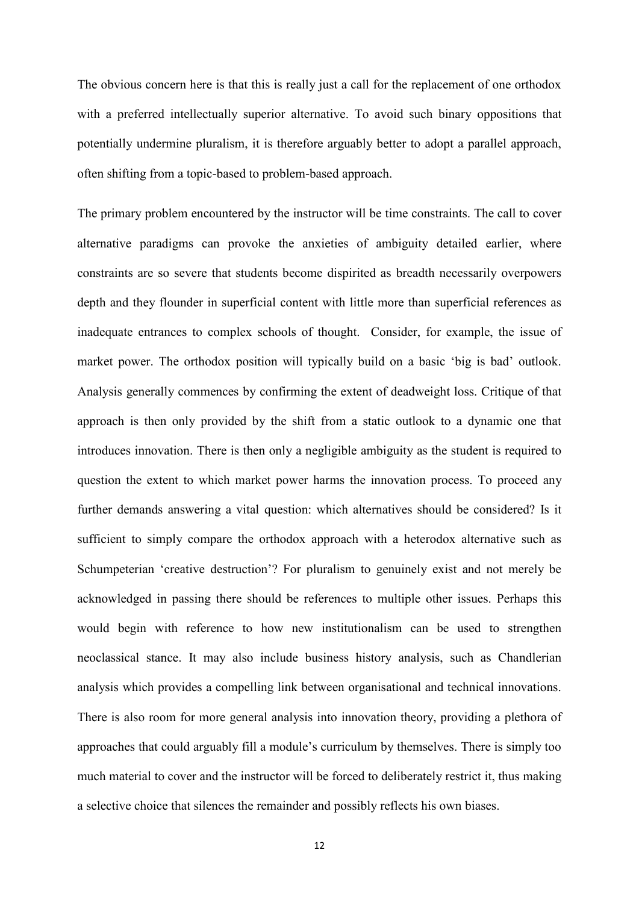The obvious concern here is that this is really just a call for the replacement of one orthodox with a preferred intellectually superior alternative. To avoid such binary oppositions that potentially undermine pluralism, it is therefore arguably better to adopt a parallel approach, often shifting from a topic-based to problem-based approach.

The primary problem encountered by the instructor will be time constraints. The call to cover alternative paradigms can provoke the anxieties of ambiguity detailed earlier, where constraints are so severe that students become dispirited as breadth necessarily overpowers depth and they flounder in superficial content with little more than superficial references as inadequate entrances to complex schools of thought.  Consider, for example, the issue of market power. The orthodox position will typically build on a basic 'big is bad' outlook. Analysis generally commences by confirming the extent of deadweight loss. Critique of that approach is then only provided by the shift from a static outlook to a dynamic one that introduces innovation. There is then only a negligible ambiguity as the student is required to question the extent to which market power harms the innovation process. To proceed any further demands answering a vital question: which alternatives should be considered? Is it sufficient to simply compare the orthodox approach with a heterodox alternative such as Schumpeterian 'creative destruction'? For pluralism to genuinely exist and not merely be acknowledged in passing there should be references to multiple other issues. Perhaps this would begin with reference to how new institutionalism can be used to strengthen neoclassical stance. It may also include business history analysis, such as Chandlerian analysis which provides a compelling link between organisational and technical innovations. There is also room for more general analysis into innovation theory, providing a plethora of approaches that could arguably fill a module's curriculum by themselves. There is simply too much material to cover and the instructor will be forced to deliberately restrict it, thus making a selective choice that silences the remainder and possibly reflects his own biases.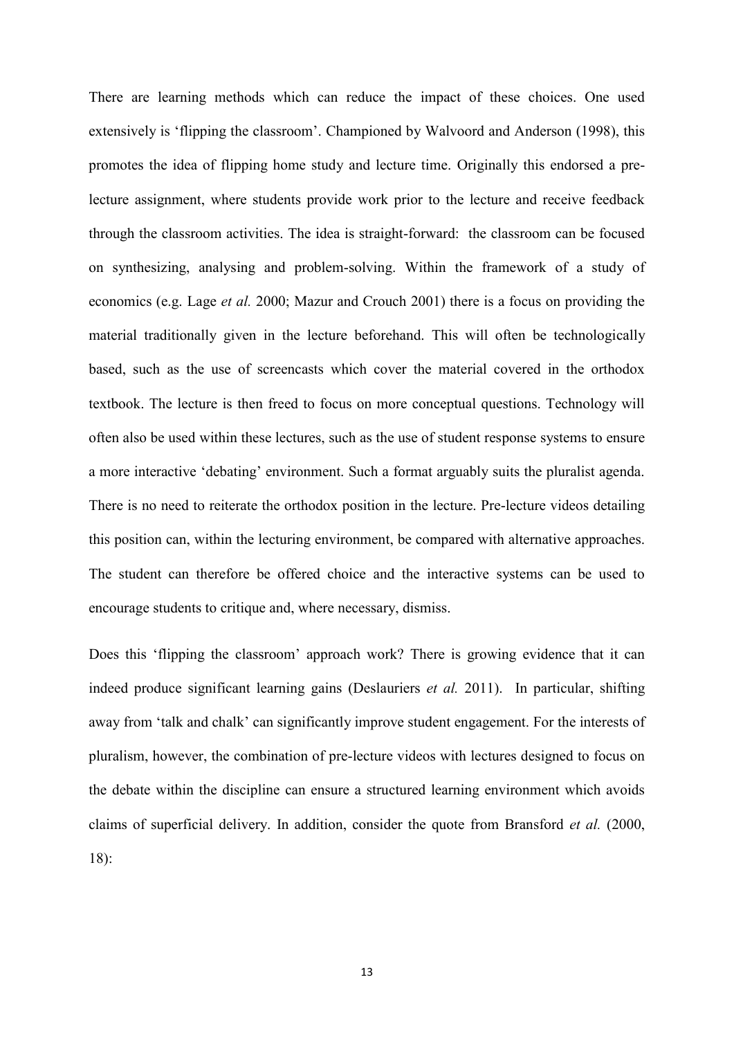There are learning methods which can reduce the impact of these choices. One used extensively is 'flipping the classroom'. Championed by Walvoord and Anderson (1998), this promotes the idea of flipping home study and lecture time. Originally this endorsed a pre-lecture assignment, where students provide work prior to the lecture and receive feedback through the classroom activities. The idea is straight-forward: the classroom can be focused on synthesizing, analysing and problem-solving. Within the framework of a study of economics (e.g. Lage *et al.* 2000; Mazur and Crouch 2001) there is a focus on providing the material traditionally given in the lecture beforehand. This will often be technologically based, such as the use of screencasts which cover the material covered in the orthodox textbook. The lecture is then freed to focus on more conceptual questions. Technology will often also be used within these lectures, such as the use of student response systems to ensure a more interactive 'debating' environment. Such a format arguably suits the pluralist agenda. There is no need to reiterate the orthodox position in the lecture. Pre-lecture videos detailing this position can, within the lecturing environment, be compared with alternative approaches. The student can therefore be offered choice and the interactive systems can be used to encourage students to critique and, where necessary, dismiss.

Does this 'flipping the classroom' approach work? There is growing evidence that it can indeed produce significant learning gains (Deslauriers *et al.* 2011). In particular, shifting away from 'talk and chalk' can significantly improve student engagement. For the interests of pluralism, however, the combination of pre-lecture videos with lectures designed to focus on the debate within the discipline can ensure a structured learning environment which avoids claims of superficial delivery. In addition, consider the quote from Bransford *et al.* (2000, 18):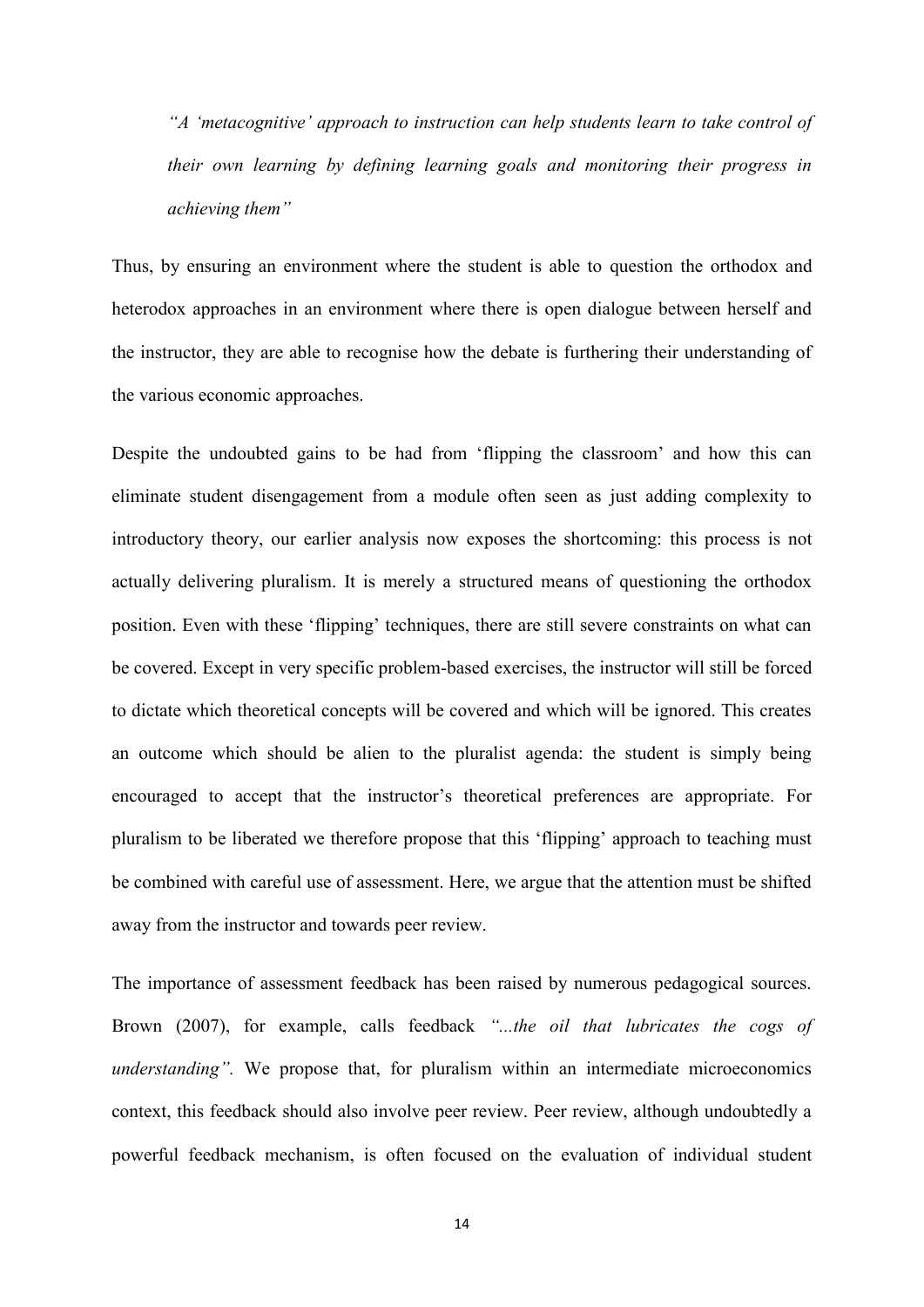> *"A 'metacognitive' approach to instruction can help students learn to take control of their own learning by defining learning goals and monitoring their progress in achieving them"*

Thus, by ensuring an environment where the student is able to question the orthodox and heterodox approaches in an environment where there is open dialogue between herself and the instructor, they are able to recognise how the debate is furthering their understanding of the various economic approaches.

Despite the undoubted gains to be had from 'flipping the classroom' and how this can eliminate student disengagement from a module often seen as just adding complexity to introductory theory, our earlier analysis now exposes the shortcoming: this process is not actually delivering pluralism. It is merely a structured means of questioning the orthodox position. Even with these 'flipping' techniques, there are still severe constraints on what can be covered. Except in very specific problem-based exercises, the instructor will still be forced to dictate which theoretical concepts will be covered and which will be ignored. This creates an outcome which should be alien to the pluralist agenda: the student is simply being encouraged to accept that the instructor's theoretical preferences are appropriate. For pluralism to be liberated we therefore propose that this 'flipping' approach to teaching must be combined with careful use of assessment. Here, we argue that the attention must be shifted away from the instructor and towards peer review.

The importance of assessment feedback has been raised by numerous pedagogical sources. Brown (2007), for example, calls feedback *"...the oil that lubricates the cogs of understanding"*. We propose that, for pluralism within an intermediate microeconomics context, this feedback should also involve peer review. Peer review, although undoubtedly a powerful feedback mechanism, is often focused on the evaluation of individual student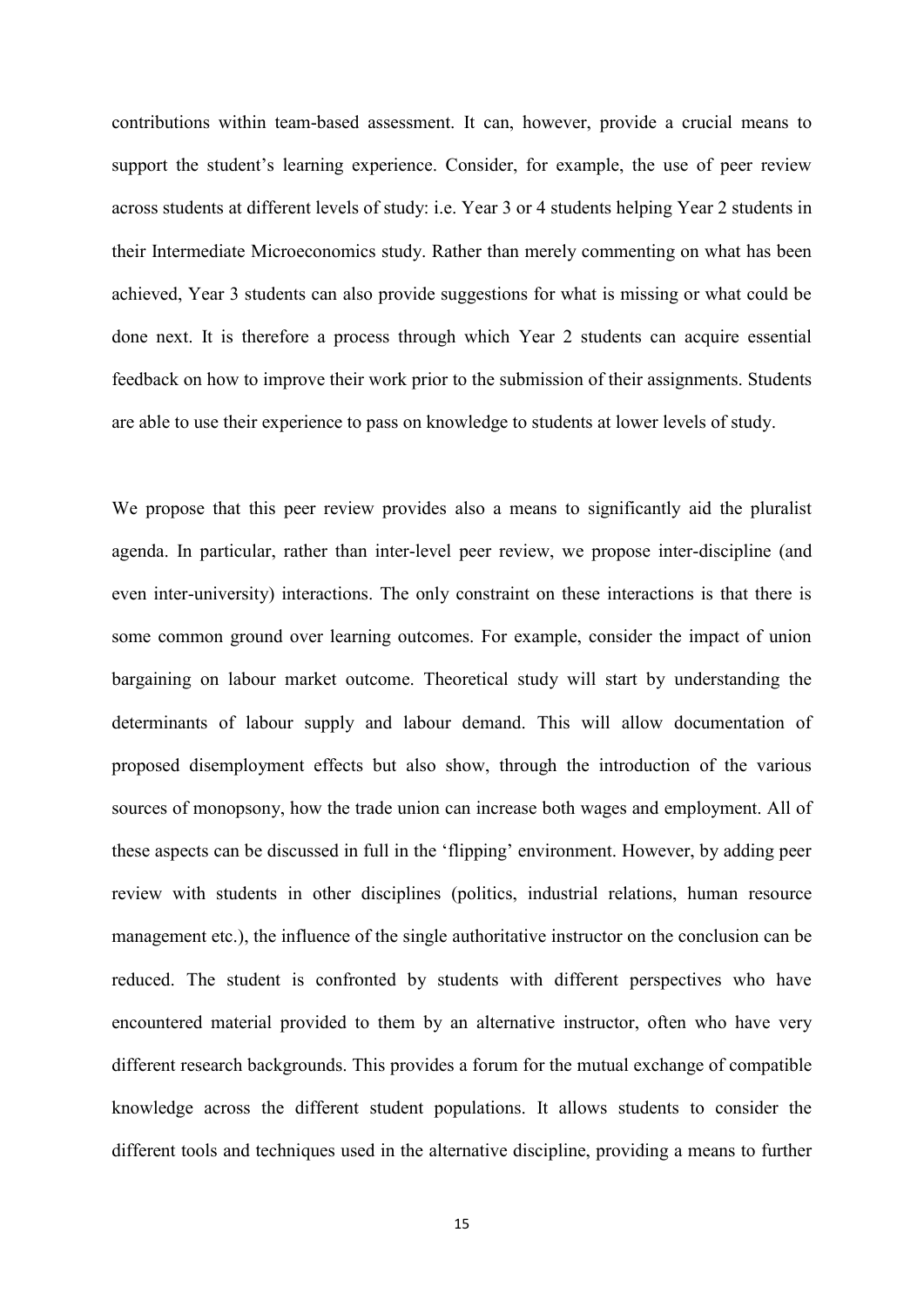contributions within team-based assessment. It can, however, provide a crucial means to support the student's learning experience. Consider, for example, the use of peer review across students at different levels of study: i.e. Year 3 or 4 students helping Year 2 students in their Intermediate Microeconomics study. Rather than merely commenting on what has been achieved, Year 3 students can also provide suggestions for what is missing or what could be done next. It is therefore a process through which Year 2 students can acquire essential feedback on how to improve their work prior to the submission of their assignments. Students are able to use their experience to pass on knowledge to students at lower levels of study.

We propose that this peer review provides also a means to significantly aid the pluralist agenda. In particular, rather than inter-level peer review, we propose inter-discipline (and even inter-university) interactions. The only constraint on these interactions is that there is some common ground over learning outcomes. For example, consider the impact of union bargaining on labour market outcome. Theoretical study will start by understanding the determinants of labour supply and labour demand. This will allow documentation of proposed disemployment effects but also show, through the introduction of the various sources of monopsony, how the trade union can increase both wages and employment. All of these aspects can be discussed in full in the 'flipping' environment. However, by adding peer review with students in other disciplines (politics, industrial relations, human resource management etc.), the influence of the single authoritative instructor on the conclusion can be reduced. The student is confronted by students with different perspectives who have encountered material provided to them by an alternative instructor, often who have very different research backgrounds. This provides a forum for the mutual exchange of compatible knowledge across the different student populations. It allows students to consider the different tools and techniques used in the alternative discipline, providing a means to further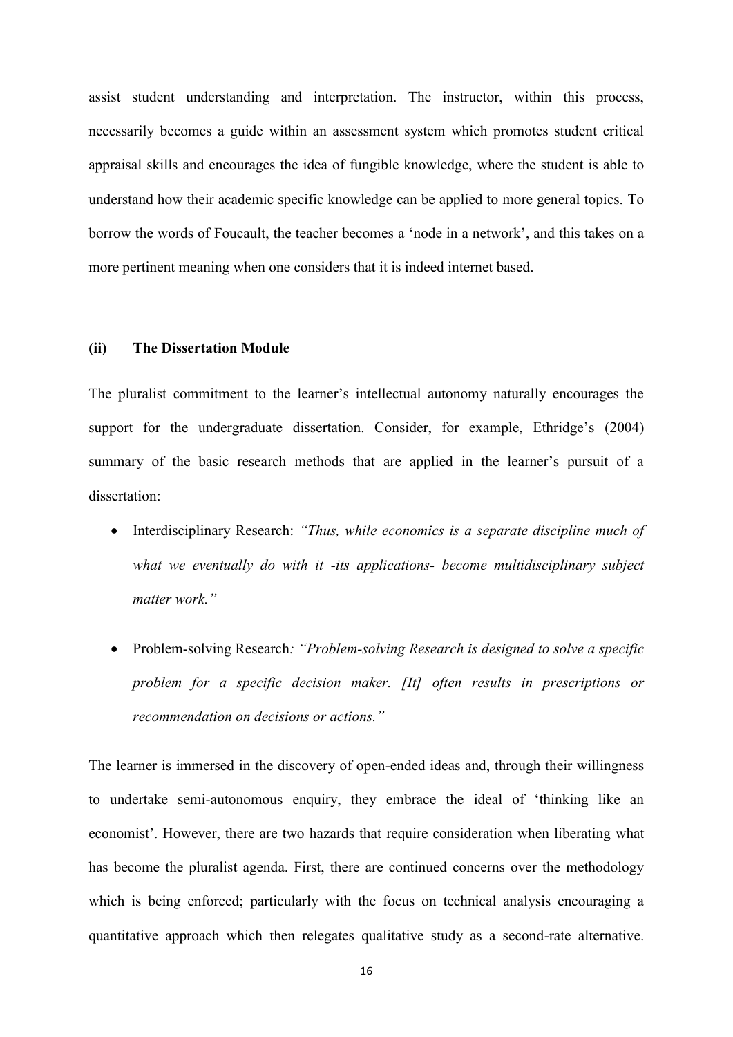assist student understanding and interpretation. The instructor, within this process, necessarily becomes a guide within an assessment system which promotes student critical appraisal skills and encourages the idea of fungible knowledge, where the student is able to understand how their academic specific knowledge can be applied to more general topics. To borrow the words of Foucault, the teacher becomes a 'node in a network', and this takes on a more pertinent meaning when one considers that it is indeed internet based.

### (ii) The Dissertation Module

The pluralist commitment to the learner's intellectual autonomy naturally encourages the support for the undergraduate dissertation. Consider, for example, Ethridge's (2004) summary of the basic research methods that are applied in the learner's pursuit of a dissertation:

- Interdisciplinary Research: *"Thus, while economics is a separate discipline much of what we eventually do with it -its applications- become multidisciplinary subject matter work."*
- Problem-solving Research*: "Problem-solving Research is designed to solve a specific problem for a specific decision maker. [It] often results in prescriptions or recommendation on decisions or actions."*

The learner is immersed in the discovery of open-ended ideas and, through their willingness to undertake semi-autonomous enquiry, they embrace the ideal of 'thinking like an economist'. However, there are two hazards that require consideration when liberating what has become the pluralist agenda. First, there are continued concerns over the methodology which is being enforced; particularly with the focus on technical analysis encouraging a quantitative approach which then relegates qualitative study as a second-rate alternative.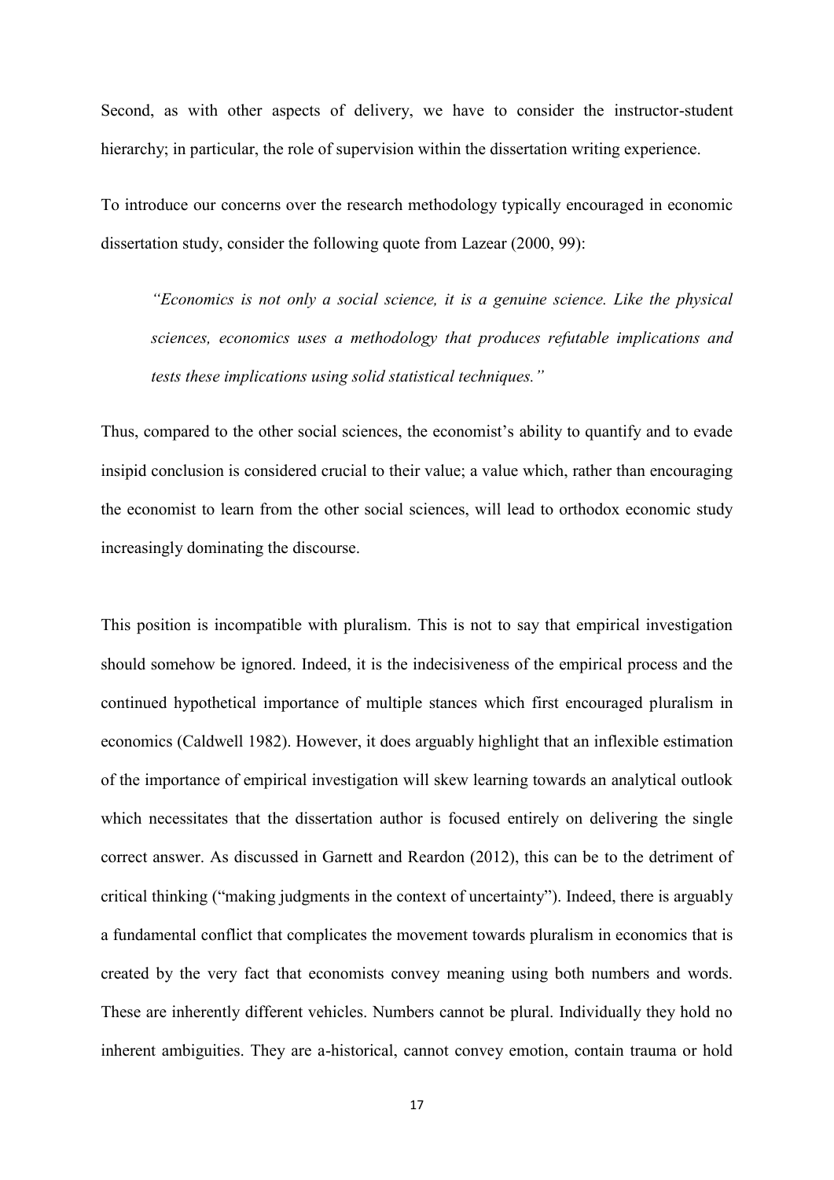Second, as with other aspects of delivery, we have to consider the instructor-student hierarchy; in particular, the role of supervision within the dissertation writing experience.

To introduce our concerns over the research methodology typically encouraged in economic dissertation study, consider the following quote from Lazear (2000, 99):

> *"Economics is not only a social science, it is a genuine science. Like the physical sciences, economics uses a methodology that produces refutable implications and tests these implications using solid statistical techniques."*

Thus, compared to the other social sciences, the economist's ability to quantify and to evade insipid conclusion is considered crucial to their value; a value which, rather than encouraging the economist to learn from the other social sciences, will lead to orthodox economic study increasingly dominating the discourse.

This position is incompatible with pluralism. This is not to say that empirical investigation should somehow be ignored. Indeed, it is the indecisiveness of the empirical process and the continued hypothetical importance of multiple stances which first encouraged pluralism in economics (Caldwell 1982). However, it does arguably highlight that an inflexible estimation of the importance of empirical investigation will skew learning towards an analytical outlook which necessitates that the dissertation author is focused entirely on delivering the single correct answer. As discussed in Garnett and Reardon (2012), this can be to the detriment of critical thinking ("making judgments in the context of uncertainty"). Indeed, there is arguably a fundamental conflict that complicates the movement towards pluralism in economics that is created by the very fact that economists convey meaning using both numbers and words. These are inherently different vehicles. Numbers cannot be plural. Individually they hold no inherent ambiguities. They are a-historical, cannot convey emotion, contain trauma or hold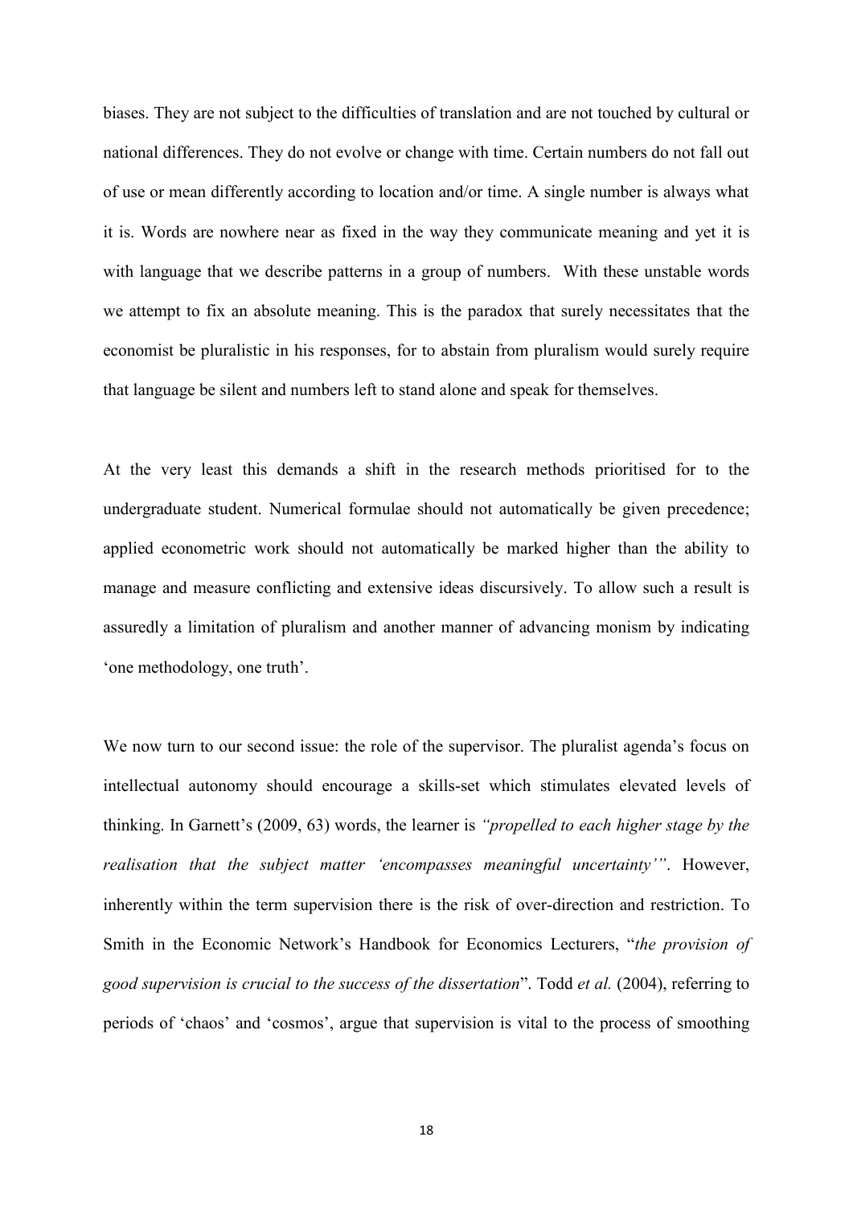biases. They are not subject to the difficulties of translation and are not touched by cultural or national differences. They do not evolve or change with time. Certain numbers do not fall out of use or mean differently according to location and/or time. A single number is always what it is. Words are nowhere near as fixed in the way they communicate meaning and yet it is with language that we describe patterns in a group of numbers. With these unstable words we attempt to fix an absolute meaning. This is the paradox that surely necessitates that the economist be pluralistic in his responses, for to abstain from pluralism would surely require that language be silent and numbers left to stand alone and speak for themselves.

At the very least this demands a shift in the research methods prioritised for to the undergraduate student. Numerical formulae should not automatically be given precedence; applied econometric work should not automatically be marked higher than the ability to manage and measure conflicting and extensive ideas discursively. To allow such a result is assuredly a limitation of pluralism and another manner of advancing monism by indicating 'one methodology, one truth'.

We now turn to our second issue: the role of the supervisor. The pluralist agenda's focus on intellectual autonomy should encourage a skills-set which stimulates elevated levels of thinking. In Garnett's (2009, 63) words, the learner is *"propelled to each higher stage by the realisation that the subject matter 'encompasses meaningful uncertainty'"*. However, inherently within the term supervision there is the risk of over-direction and restriction. To Smith in the Economic Network's Handbook for Economics Lecturers, "*the provision of good supervision is crucial to the success of the dissertation*". Todd *et al.* (2004), referring to periods of 'chaos' and 'cosmos', argue that supervision is vital to the process of smoothing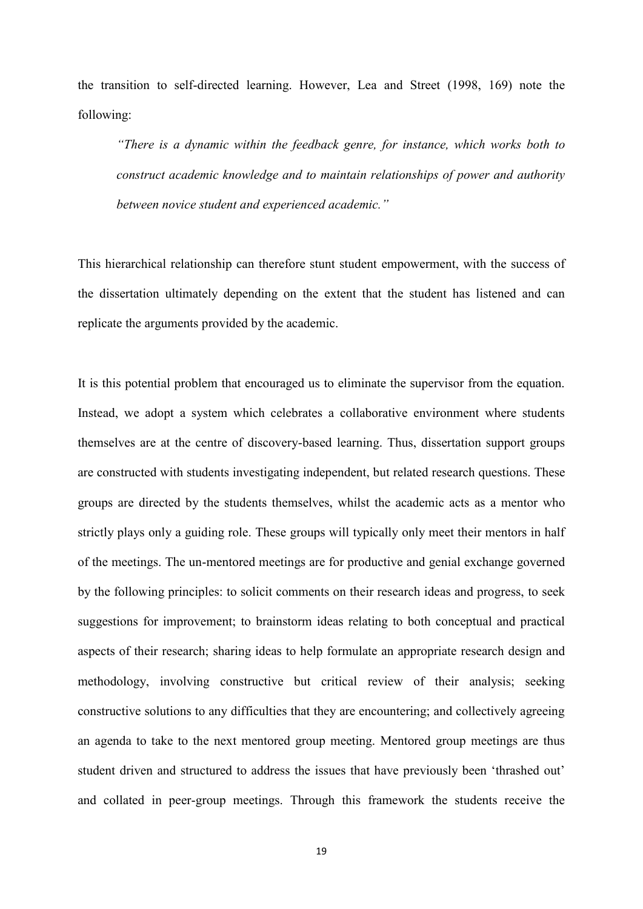the transition to self-directed learning. However, Lea and Street (1998, 169) note the following:

> *"There is a dynamic within the feedback genre, for instance, which works both to construct academic knowledge and to maintain relationships of power and authority between novice student and experienced academic."*

This hierarchical relationship can therefore stunt student empowerment, with the success of the dissertation ultimately depending on the extent that the student has listened and can replicate the arguments provided by the academic.

It is this potential problem that encouraged us to eliminate the supervisor from the equation. Instead, we adopt a system which celebrates a collaborative environment where students themselves are at the centre of discovery-based learning. Thus, dissertation support groups are constructed with students investigating independent, but related research questions. These groups are directed by the students themselves, whilst the academic acts as a mentor who strictly plays only a guiding role. These groups will typically only meet their mentors in half of the meetings. The un-mentored meetings are for productive and genial exchange governed by the following principles: to solicit comments on their research ideas and progress, to seek suggestions for improvement; to brainstorm ideas relating to both conceptual and practical aspects of their research; sharing ideas to help formulate an appropriate research design and methodology, involving constructive but critical review of their analysis; seeking constructive solutions to any difficulties that they are encountering; and collectively agreeing an agenda to take to the next mentored group meeting. Mentored group meetings are thus student driven and structured to address the issues that have previously been 'thrashed out' and collated in peer-group meetings. Through this framework the students receive the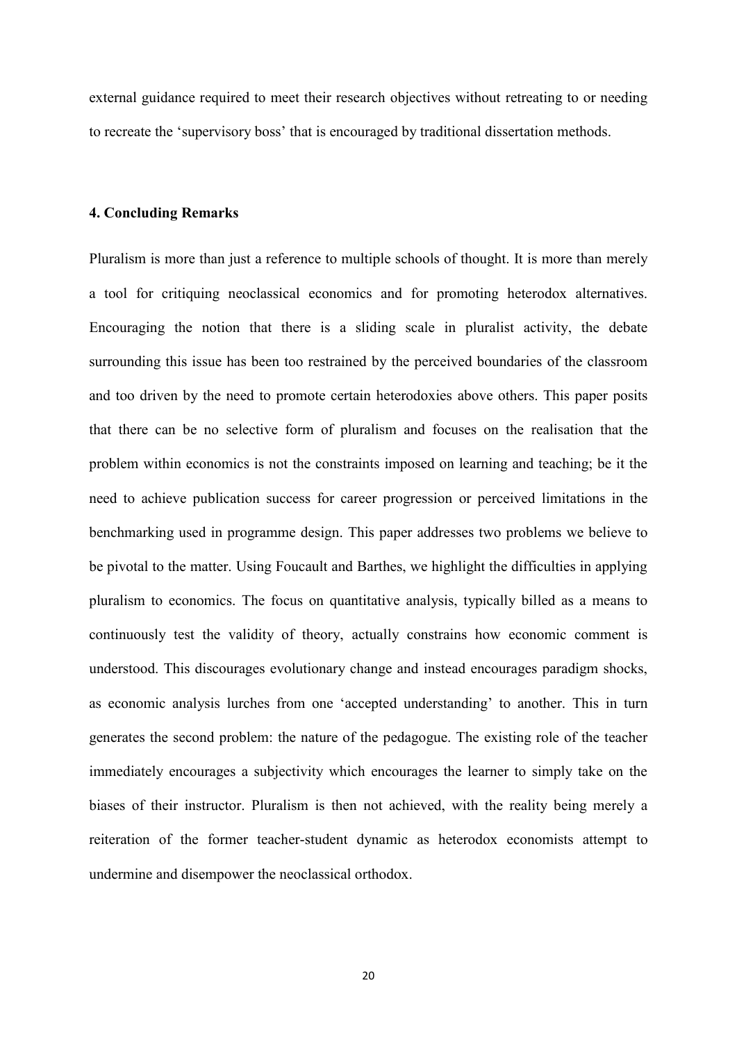external guidance required to meet their research objectives without retreating to or needing to recreate the 'supervisory boss' that is encouraged by traditional dissertation methods.

## 4. Concluding Remarks

Pluralism is more than just a reference to multiple schools of thought. It is more than merely a tool for critiquing neoclassical economics and for promoting heterodox alternatives. Encouraging the notion that there is a sliding scale in pluralist activity, the debate surrounding this issue has been too restrained by the perceived boundaries of the classroom and too driven by the need to promote certain heterodoxies above others. This paper posits that there can be no selective form of pluralism and focuses on the realisation that the problem within economics is not the constraints imposed on learning and teaching; be it the need to achieve publication success for career progression or perceived limitations in the benchmarking used in programme design. This paper addresses two problems we believe to be pivotal to the matter. Using Foucault and Barthes, we highlight the difficulties in applying pluralism to economics. The focus on quantitative analysis, typically billed as a means to continuously test the validity of theory, actually constrains how economic comment is understood. This discourages evolutionary change and instead encourages paradigm shocks, as economic analysis lurches from one 'accepted understanding' to another. This in turn generates the second problem: the nature of the pedagogue. The existing role of the teacher immediately encourages a subjectivity which encourages the learner to simply take on the biases of their instructor. Pluralism is then not achieved, with the reality being merely a reiteration of the former teacher-student dynamic as heterodox economists attempt to undermine and disempower the neoclassical orthodox.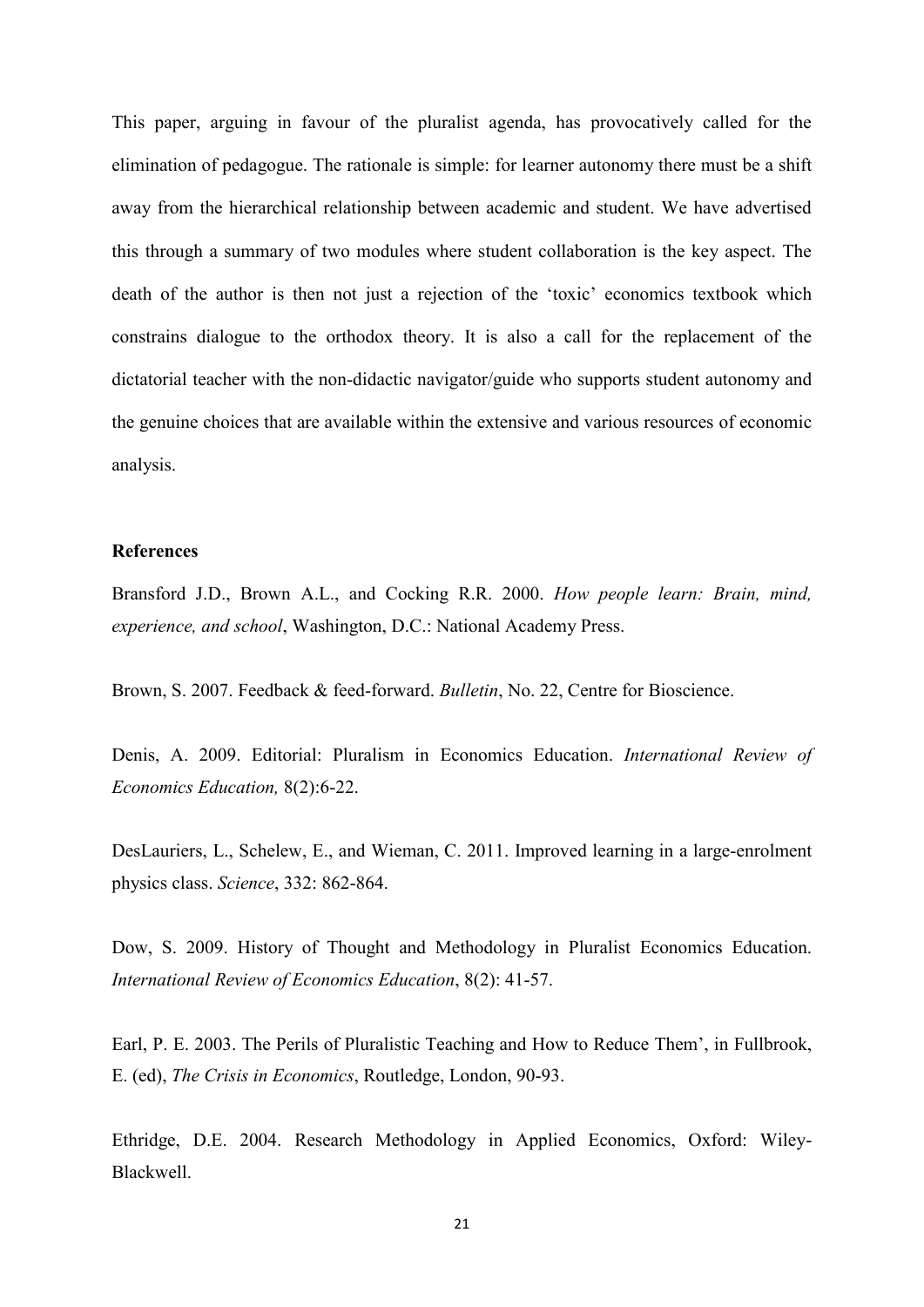This paper, arguing in favour of the pluralist agenda, has provocatively called for the elimination of pedagogue. The rationale is simple: for learner autonomy there must be a shift away from the hierarchical relationship between academic and student. We have advertised this through a summary of two modules where student collaboration is the key aspect. The death of the author is then not just a rejection of the 'toxic' economics textbook which constrains dialogue to the orthodox theory. It is also a call for the replacement of the dictatorial teacher with the non-didactic navigator/guide who supports student autonomy and the genuine choices that are available within the extensive and various resources of economic analysis.

**References**

Bransford J.D., Brown A.L., and Cocking R.R. 2000. *How people learn: Brain, mind, experience, and school*, Washington, D.C.: National Academy Press.

Brown, S. 2007. Feedback & feed-forward. *Bulletin*, No. 22, Centre for Bioscience.

Denis, A. 2009. Editorial: Pluralism in Economics Education. *International Review of Economics Education,* 8(2):6-22.

DesLauriers, L., Schelew, E., and Wieman, C. 2011. Improved learning in a large-enrolment physics class. *Science*, 332: 862-864.

Dow, S. 2009. History of Thought and Methodology in Pluralist Economics Education. *International Review of Economics Education*, 8(2): 41-57.

Earl, P. E. 2003. The Perils of Pluralistic Teaching and How to Reduce Them', in Fullbrook, E. (ed), *The Crisis in Economics*, Routledge, London, 90-93.

Ethridge, D.E. 2004. Research Methodology in Applied Economics, Oxford: Wiley-Blackwell.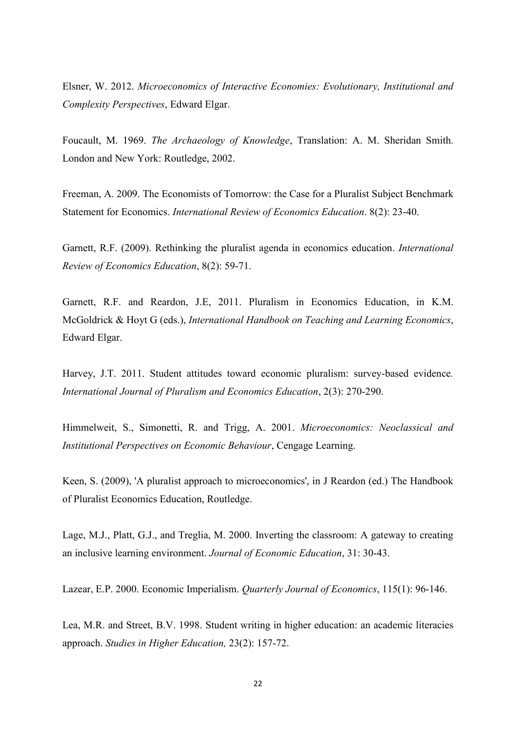Elsner, W. 2012. *Microeconomics of Interactive Economies: Evolutionary, Institutional and Complexity Perspectives*, Edward Elgar.

Foucault, M. 1969. *The Archaeology of Knowledge*, Translation: A. M. Sheridan Smith. London and New York: Routledge, 2002.

Freeman, A. 2009. The Economists of Tomorrow: the Case for a Pluralist Subject Benchmark Statement for Economics. *International Review of Economics Education*. 8(2): 23-40.

Garnett, R.F. (2009). Rethinking the pluralist agenda in economics education. *International Review of Economics Education*, 8(2): 59-71.

Garnett, R.F. and Reardon, J.E, 2011. Pluralism in Economics Education, in K.M. McGoldrick & Hoyt G (eds.), *International Handbook on Teaching and Learning Economics*, Edward Elgar.

Harvey, J.T. 2011. Student attitudes toward economic pluralism: survey-based evidence. *International Journal of Pluralism and Economics Education*, 2(3): 270-290.

Himmelweit, S., Simonetti, R. and Trigg, A. 2001. *Microeconomics: Neoclassical and Institutional Perspectives on Economic Behaviour*, Cengage Learning.

Keen, S. (2009), 'A pluralist approach to microeconomics', in J Reardon (ed.) The Handbook of Pluralist Economics Education, Routledge.

Lage, M.J., Platt, G.J., and Treglia, M. 2000. Inverting the classroom: A gateway to creating an inclusive learning environment. *Journal of Economic Education*, 31: 30-43.

Lazear, E.P. 2000. Economic Imperialism. *Quarterly Journal of Economics*, 115(1): 96-146.

Lea, M.R. and Street, B.V. 1998. Student writing in higher education: an academic literacies approach. *Studies in Higher Education,* 23(2): 157-72.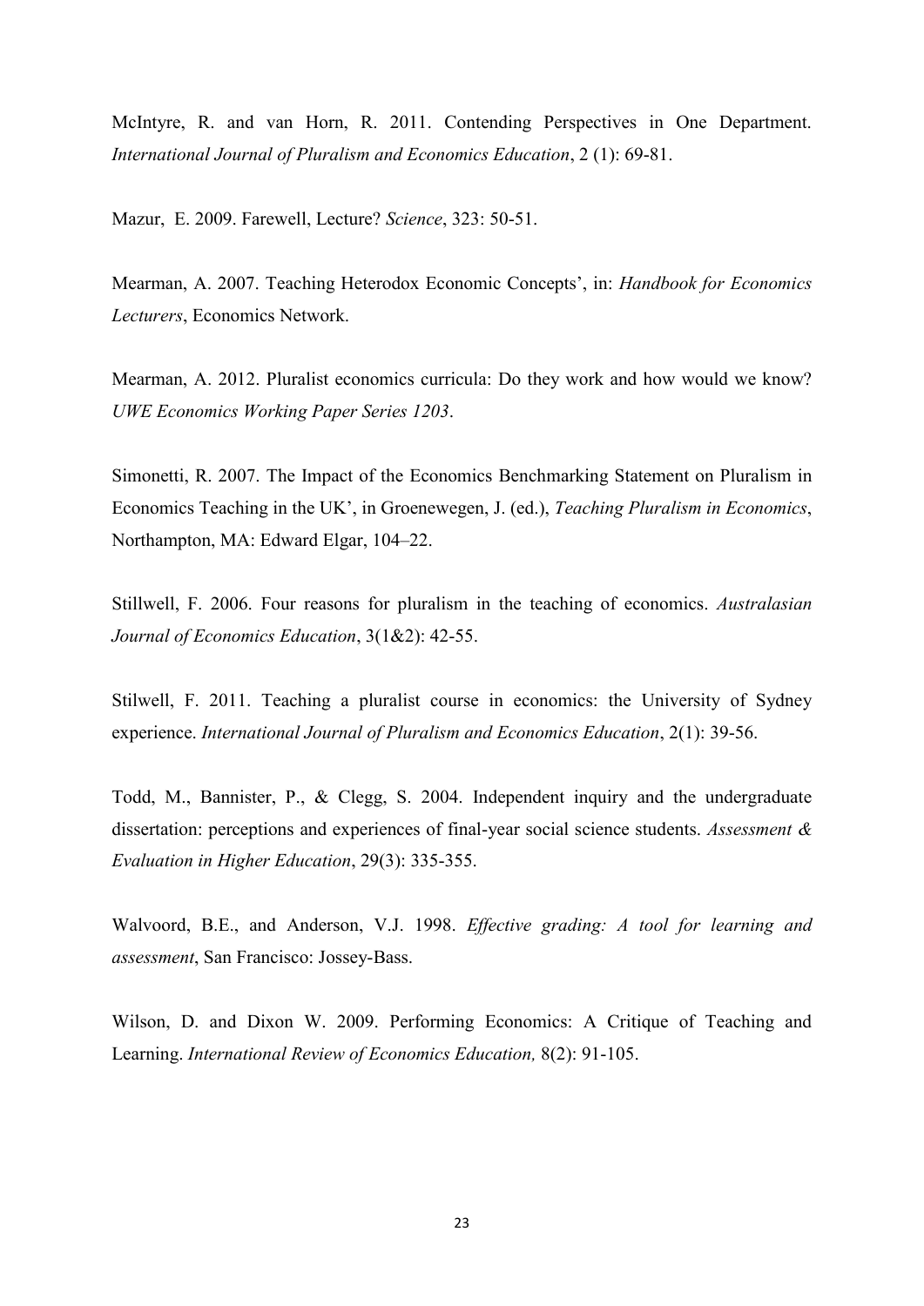McIntyre, R. and van Horn, R. 2011. Contending Perspectives in One Department. *International Journal of Pluralism and Economics Education*, 2 (1): 69-81.

Mazur, E. 2009. Farewell, Lecture? *Science*, 323: 50-51.

Mearman, A. 2007. Teaching Heterodox Economic Concepts', in: *Handbook for Economics Lecturers*, Economics Network.

Mearman, A. 2012. Pluralist economics curricula: Do they work and how would we know? *UWE Economics Working Paper Series 1203*.

Simonetti, R. 2007. The Impact of the Economics Benchmarking Statement on Pluralism in Economics Teaching in the UK', in Groenewegen, J. (ed.), *Teaching Pluralism in Economics*, Northampton, MA: Edward Elgar, 104–22.

Stillwell, F. 2006. Four reasons for pluralism in the teaching of economics. *Australasian Journal of Economics Education*, 3(1&2): 42-55.

Stilwell, F. 2011. Teaching a pluralist course in economics: the University of Sydney experience. *International Journal of Pluralism and Economics Education*, 2(1): 39-56.

Todd, M., Bannister, P., & Clegg, S. 2004. Independent inquiry and the undergraduate dissertation: perceptions and experiences of final-year social science students. *Assessment & Evaluation in Higher Education*, 29(3): 335-355.

Walvoord, B.E., and Anderson, V.J. 1998. *Effective grading: A tool for learning and assessment*, San Francisco: Jossey-Bass.

Wilson, D. and Dixon W. 2009. Performing Economics: A Critique of Teaching and Learning. *International Review of Economics Education,* 8(2): 91-105.